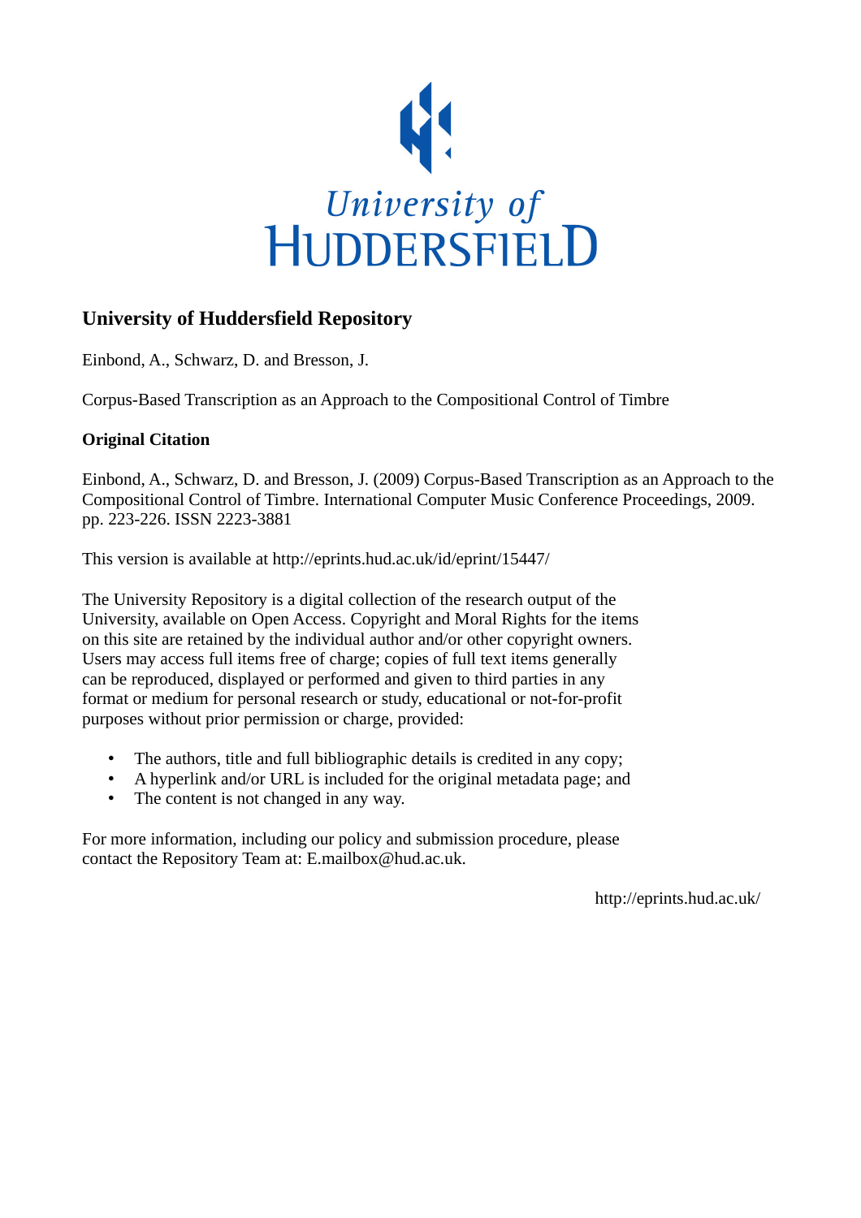University of HUDDERSFIELD

# University of Huddersfield Repository

Einbond, A., Schwarz, D. and Bresson, J.

Corpus-Based Transcription as an Approach to the Compositional Control of Timbre

## Original Citation

Einbond, A., Schwarz, D. and Bresson, J. (2009) Corpus-Based Transcription as an Approach to the Compositional Control of Timbre. International Computer Music Conference Proceedings, 2009. pp. 223-226. ISSN 2223-3881

This version is available at http://eprints.hud.ac.uk/id/eprint/15447/

The University Repository is a digital collection of the research output of the University, available on Open Access. Copyright and Moral Rights for the items on this site are retained by the individual author and/or other copyright owners. Users may access full items free of charge; copies of full text items generally can be reproduced, displayed or performed and given to third parties in any format or medium for personal research or study, educational or not-for-profit purposes without prior permission or charge, provided:

- The authors, title and full bibliographic details is credited in any copy;
- A hyperlink and/or URL is included for the original metadata page; and
- The content is not changed in any way.

For more information, including our policy and submission procedure, please contact the Repository Team at: E.mailbox@hud.ac.uk.

http://eprints.hud.ac.uk/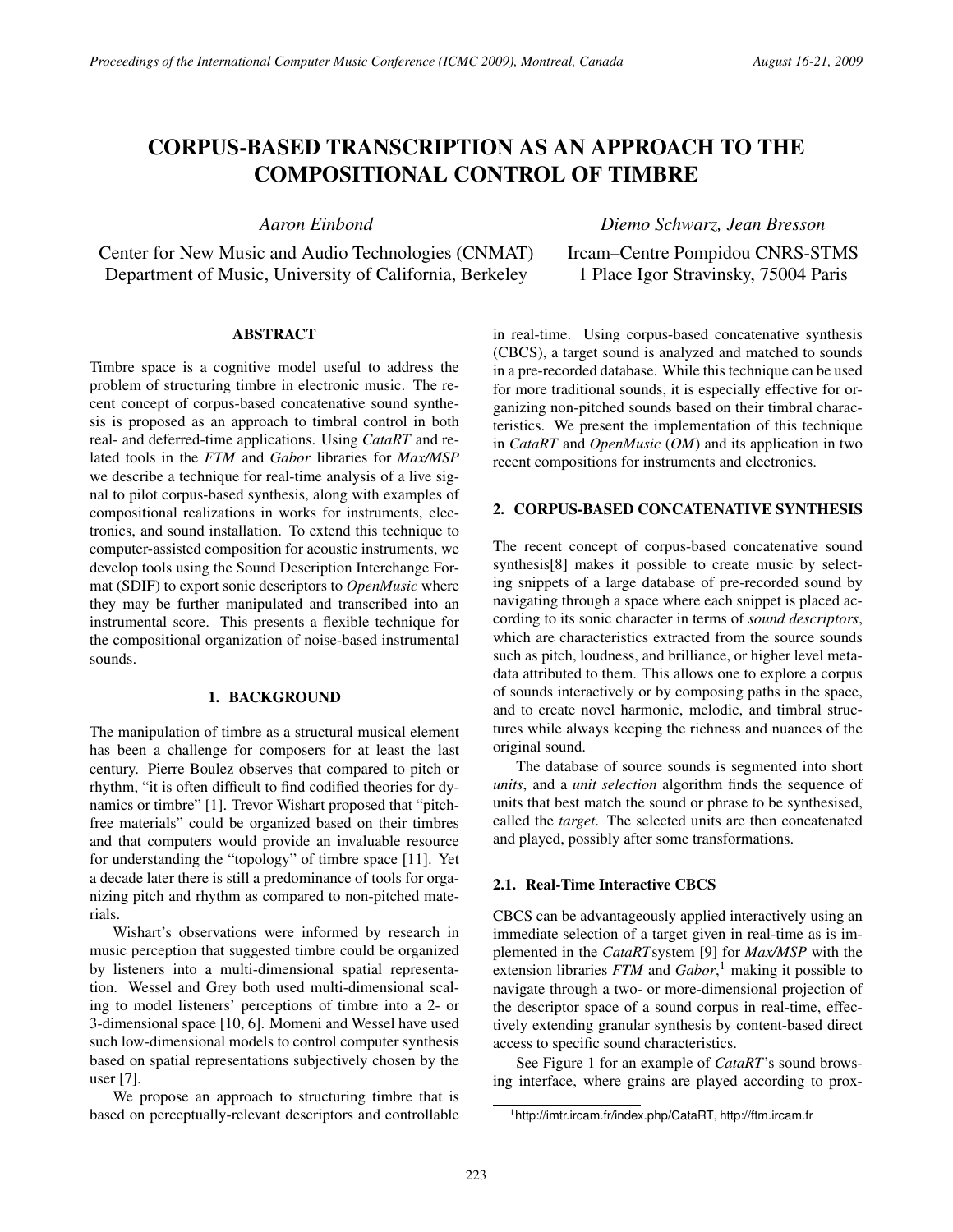# CORPUS-BASED TRANSCRIPTION AS AN APPROACH TO THE COMPOSITIONAL CONTROL OF TIMBRE

*Aaron Einbond*

Center for New Music and Audio Technologies (CNMAT)
Department of Music, University of California, Berkeley

*Diemo Schwarz, Jean Bresson*

Ircam–Centre Pompidou CNRS-STMS
1 Place Igor Stravinsky, 75004 Paris

## ABSTRACT

Timbre space is a cognitive model useful to address the problem of structuring timbre in electronic music. The recent concept of corpus-based concatenative sound synthesis is proposed as an approach to timbral control in both real- and deferred-time applications. Using *CataRT* and related tools in the *FTM* and *Gabor* libraries for *Max/MSP* we describe a technique for real-time analysis of a live signal to pilot corpus-based synthesis, along with examples of compositional realizations in works for instruments, electronics, and sound installation. To extend this technique to computer-assisted composition for acoustic instruments, we develop tools using the Sound Description Interchange Format (SDIF) to export sonic descriptors to *OpenMusic* where they may be further manipulated and transcribed into an instrumental score. This presents a flexible technique for the compositional organization of noise-based instrumental sounds.

## 1. BACKGROUND

The manipulation of timbre as a structural musical element has been a challenge for composers for at least the last century. Pierre Boulez observes that compared to pitch or rhythm, "it is often difficult to find codified theories for dynamics or timbre" [1]. Trevor Wishart proposed that "pitch-free materials" could be organized based on their timbres and that computers would provide an invaluable resource for understanding the "topology" of timbre space [11]. Yet a decade later there is still a predominance of tools for organizing pitch and rhythm as compared to non-pitched materials.

Wishart's observations were informed by research in music perception that suggested timbre could be organized by listeners into a multi-dimensional spatial representation. Wessel and Grey both used multi-dimensional scaling to model listeners' perceptions of timbre into a 2- or 3-dimensional space [10, 6]. Momeni and Wessel have used such low-dimensional models to control computer synthesis based on spatial representations subjectively chosen by the user [7].

We propose an approach to structuring timbre that is based on perceptually-relevant descriptors and controllable in real-time. Using corpus-based concatenative synthesis (CBCS), a target sound is analyzed and matched to sounds in a pre-recorded database. While this technique can be used for more traditional sounds, it is especially effective for organizing non-pitched sounds based on their timbral characteristics. We present the implementation of this technique in *CataRT* and *OpenMusic* (*OM*) and its application in two recent compositions for instruments and electronics.

## 2. CORPUS-BASED CONCATENATIVE SYNTHESIS

The recent concept of corpus-based concatenative sound synthesis[8] makes it possible to create music by selecting snippets of a large database of pre-recorded sound by navigating through a space where each snippet is placed according to its sonic character in terms of *sound descriptors*, which are characteristics extracted from the source sounds such as pitch, loudness, and brilliance, or higher level meta-data attributed to them. This allows one to explore a corpus of sounds interactively or by composing paths in the space, and to create novel harmonic, melodic, and timbral structures while always keeping the richness and nuances of the original sound.

The database of source sounds is segmented into short *units*, and a *unit selection* algorithm finds the sequence of units that best match the sound or phrase to be synthesised, called the *target*. The selected units are then concatenated and played, possibly after some transformations.

### 2.1. Real-Time Interactive CBCS

CBCS can be advantageously applied interactively using an immediate selection of a target given in real-time as is implemented in the *CataRT* system [9] for *Max/MSP* with the extension libraries *FTM* and *Gabor*,[1] making it possible to navigate through a two- or more-dimensional projection of the descriptor space of a sound corpus in real-time, effectively extending granular synthesis by content-based direct access to specific sound characteristics.

See Figure 1 for an example of *CataRT*'s sound browsing interface, where grains are played according to prox-

[1] http://imtr.ircam.fr/index.php/CataRT, http://ftm.ircam.fr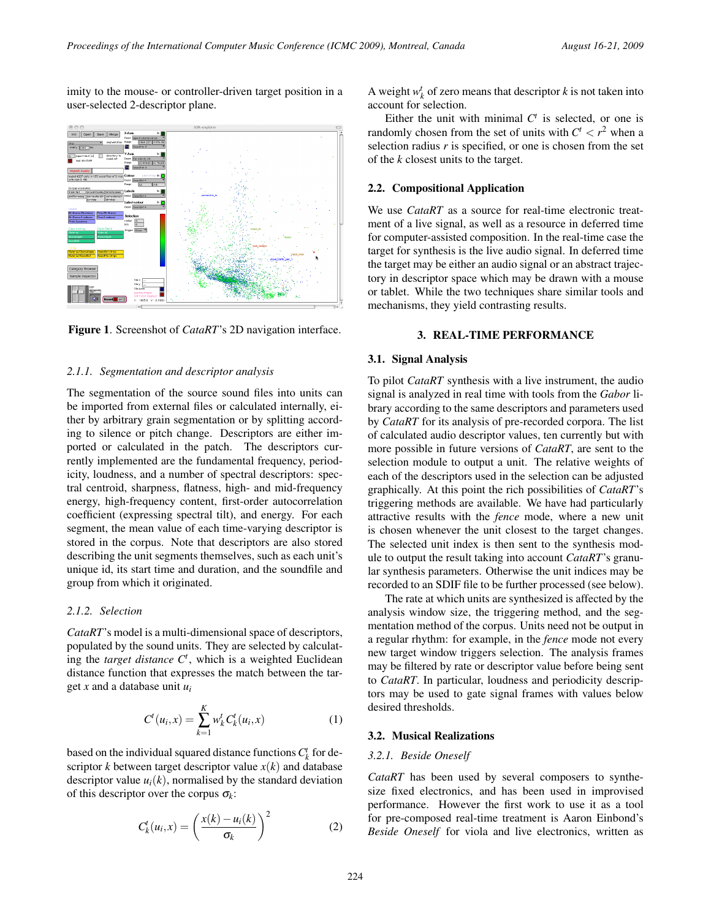imity to the mouse- or controller-driven target position in a user-selected 2-descriptor plane.

**Figure 1**. Screenshot of *CataRT*'s 2D navigation interface.

### 2.1.1. Segmentation and descriptor analysis

The segmentation of the source sound files into units can be imported from external files or calculated internally, either by arbitrary grain segmentation or by splitting according to silence or pitch change. Descriptors are either imported or calculated in the patch. The descriptors currently implemented are the fundamental frequency, periodicity, loudness, and a number of spectral descriptors: spectral centroid, sharpness, flatness, high- and mid-frequency energy, high-frequency content, first-order autocorrelation coefficient (expressing spectral tilt), and energy. For each segment, the mean value of each time-varying descriptor is stored in the corpus. Note that descriptors are also stored describing the unit segments themselves, such as each unit's unique id, its start time and duration, and the soundfile and group from which it originated.

### 2.1.2. Selection

*CataRT*'s model is a multi-dimensional space of descriptors, populated by the sound units. They are selected by calculating the *target distance* $C^t$, which is a weighted Euclidean distance function that expresses the match between the target $x$ and a database unit $u_i$

$$C^t(u_i, x) = \sum_{k=1}^{K} w_k^t C_k^t(u_i, x) \tag{1}$$

based on the individual squared distance functions $C_k^t$ for descriptor $k$ between target descriptor value $x(k)$ and database descriptor value $u_i(k)$, normalised by the standard deviation of this descriptor over the corpus $\sigma_k$:

$$C_k^t(u_i, x) = \left( \frac{x(k) - u_i(k)}{\sigma_k} \right)^2 \tag{2}$$

A weight $w_k^t$ of zero means that descriptor $k$ is not taken into account for selection.

Either the unit with minimal $C^t$ is selected, or one is randomly chosen from the set of units with $C^t < r^2$ when a selection radius $r$ is specified, or one is chosen from the set of the $k$ closest units to the target.

## 2.2. Compositional Application

We use *CataRT* as a source for real-time electronic treatment of a live signal, as well as a resource in deferred time for computer-assisted composition. In the real-time case the target for synthesis is the live audio signal. In deferred time the target may be either an audio signal or an abstract trajectory in descriptor space which may be drawn with a mouse or tablet. While the two techniques share similar tools and mechanisms, they yield contrasting results.

# 3. REAL-TIME PERFORMANCE

## 3.1. Signal Analysis

To pilot *CataRT* synthesis with a live instrument, the audio signal is analyzed in real time with tools from the *Gabor* library according to the same descriptors and parameters used by *CataRT* for its analysis of pre-recorded corpora. The list of calculated audio descriptor values, ten currently but with more possible in future versions of *CataRT*, are sent to the selection module to output a unit. The relative weights of each of the descriptors used in the selection can be adjusted graphically. At this point the rich possibilities of *CataRT*'s triggering methods are available. We have had particularly attractive results with the *fence* mode, where a new unit is chosen whenever the unit closest to the target changes. The selected unit index is then sent to the synthesis module to output the result taking into account *CataRT*'s granular synthesis parameters. Otherwise the unit indices may be recorded to an SDIF file to be further processed (see below).

The rate at which units are synthesized is affected by the analysis window size, the triggering method, and the segmentation method of the corpus. Units need not be output in a regular rhythm: for example, in the *fence* mode not every new target window triggers selection. The analysis frames may be filtered by rate or descriptor value before being sent to *CataRT*. In particular, loudness and periodicity descriptors may be used to gate signal frames with values below desired thresholds.

## 3.2. Musical Realizations

### 3.2.1. Beside Oneself

*CataRT* has been used by several composers to synthesize fixed electronics, and has been used in improvised performance. However the first work to use it as a tool for pre-composed real-time treatment is Aaron Einbond's *Beside Oneself* for viola and live electronics, written as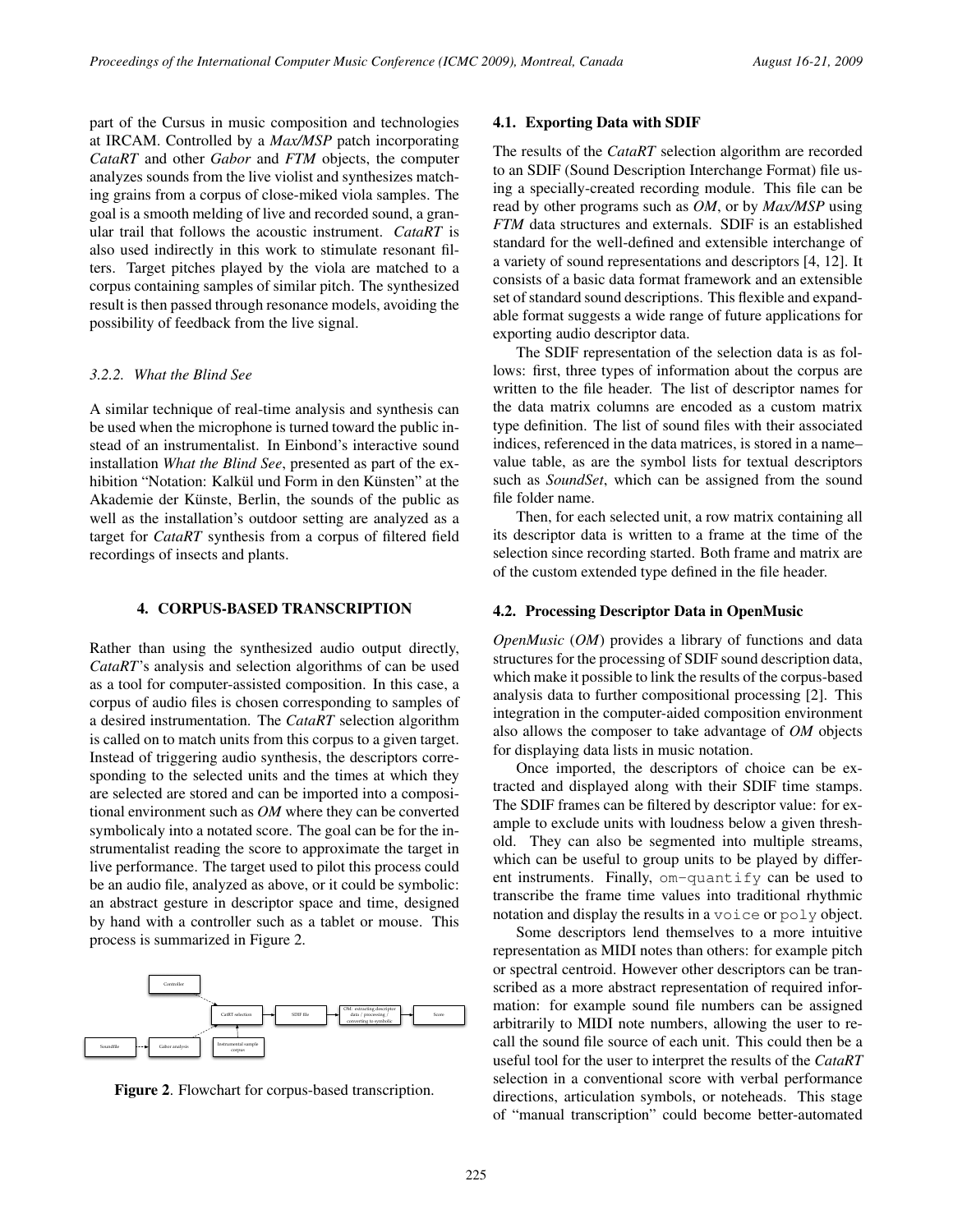part of the Cursus in music composition and technologies at IRCAM. Controlled by a *Max/MSP* patch incorporating *CataRT* and other *Gabor* and *FTM* objects, the computer analyzes sounds from the live violist and synthesizes matching grains from a corpus of close-miked viola samples. The goal is a smooth melding of live and recorded sound, a granular trail that follows the acoustic instrument. *CataRT* is also used indirectly in this work to stimulate resonant filters. Target pitches played by the viola are matched to a corpus containing samples of similar pitch. The synthesized result is then passed through resonance models, avoiding the possibility of feedback from the live signal.

#### 3.2.2. What the Blind See

A similar technique of real-time analysis and synthesis can be used when the microphone is turned toward the public instead of an instrumentalist. In Einbond's interactive sound installation *What the Blind See*, presented as part of the exhibition "Notation: Kalkül und Form in den Künsten" at the Akademie der Künste, Berlin, the sounds of the public as well as the installation's outdoor setting are analyzed as a target for *CataRT* synthesis from a corpus of filtered field recordings of insects and plants.

## 4. CORPUS-BASED TRANSCRIPTION

Rather than using the synthesized audio output directly, *CataRT*'s analysis and selection algorithms of can be used as a tool for computer-assisted composition. In this case, a corpus of audio files is chosen corresponding to samples of a desired instrumentation. The *CataRT* selection algorithm is called on to match units from this corpus to a given target. Instead of triggering audio synthesis, the descriptors corresponding to the selected units and the times at which they are selected are stored and can be imported into a compositional environment such as *OM* where they can be converted symbolicaly into a notated score. The goal can be for the instrumentalist reading the score to approximate the target in live performance. The target used to pilot this process could be an audio file, analyzed as above, or it could be symbolic: an abstract gesture in descriptor space and time, designed by hand with a controller such as a tablet or mouse. This process is summarized in Figure 2.

**Figure 2**. Flowchart for corpus-based transcription.

### 4.1. Exporting Data with SDIF

The results of the *CataRT* selection algorithm are recorded to an SDIF (Sound Description Interchange Format) file using a specially-created recording module. This file can be read by other programs such as *OM*, or by *Max/MSP* using *FTM* data structures and externals. SDIF is an established standard for the well-defined and extensible interchange of a variety of sound representations and descriptors [4, 12]. It consists of a basic data format framework and an extensible set of standard sound descriptions. This flexible and expandable format suggests a wide range of future applications for exporting audio descriptor data.

The SDIF representation of the selection data is as follows: first, three types of information about the corpus are written to the file header. The list of descriptor names for the data matrix columns are encoded as a custom matrix type definition. The list of sound files with their associated indices, referenced in the data matrices, is stored in a name–value table, as are the symbol lists for textual descriptors such as *SoundSet*, which can be assigned from the sound file folder name.

Then, for each selected unit, a row matrix containing all its descriptor data is written to a frame at the time of the selection since recording started. Both frame and matrix are of the custom extended type defined in the file header.

### 4.2. Processing Descriptor Data in OpenMusic

*OpenMusic* (*OM*) provides a library of functions and data structures for the processing of SDIF sound description data, which make it possible to link the results of the corpus-based analysis data to further compositional processing [2]. This integration in the computer-aided composition environment also allows the composer to take advantage of *OM* objects for displaying data lists in music notation.

Once imported, the descriptors of choice can be extracted and displayed along with their SDIF time stamps. The SDIF frames can be filtered by descriptor value: for example to exclude units with loudness below a given threshold. They can also be segmented into multiple streams, which can be useful to group units to be played by different instruments. Finally, `om-quantify` can be used to transcribe the frame time values into traditional rhythmic notation and display the results in a `voice` or `poly` object.

Some descriptors lend themselves to a more intuitive representation as MIDI notes than others: for example pitch or spectral centroid. However other descriptors can be transcribed as a more abstract representation of required information: for example sound file numbers can be assigned arbitrarily to MIDI note numbers, allowing the user to recall the sound file source of each unit. This could then be a useful tool for the user to interpret the results of the *CataRT* selection in a conventional score with verbal performance directions, articulation symbols, or noteheads. This stage of "manual transcription" could become better-automated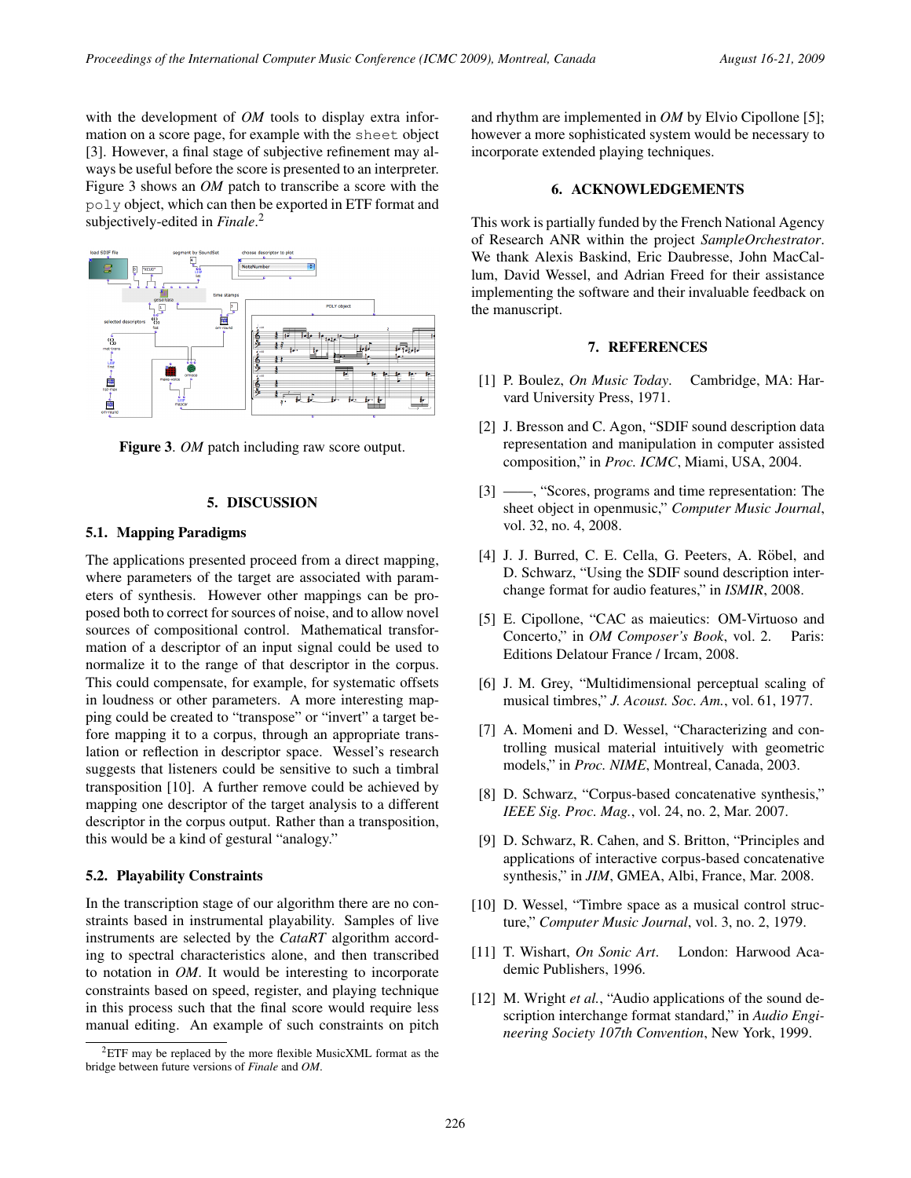with the development of *OM* tools to display extra information on a score page, for example with the sheet object [3]. However, a final stage of subjective refinement may always be useful before the score is presented to an interpreter. Figure 3 shows an *OM* patch to transcribe a score with the poly object, which can then be exported in ETF format and subjectively-edited in *Finale*.[2]

**Figure 3**. *OM* patch including raw score output.

## 5. DISCUSSION

### 5.1. Mapping Paradigms

The applications presented proceed from a direct mapping, where parameters of the target are associated with parameters of synthesis. However other mappings can be proposed both to correct for sources of noise, and to allow novel sources of compositional control. Mathematical transformation of a descriptor of an input signal could be used to normalize it to the range of that descriptor in the corpus. This could compensate, for example, for systematic offsets in loudness or other parameters. A more interesting mapping could be created to "transpose" or "invert" a target before mapping it to a corpus, through an appropriate translation or reflection in descriptor space. Wessel's research suggests that listeners could be sensitive to such a timbral transposition [10]. A further remove could be achieved by mapping one descriptor of the target analysis to a different descriptor in the corpus output. Rather than a transposition, this would be a kind of gestural "analogy."

### 5.2. Playability Constraints

In the transcription stage of our algorithm there are no constraints based in instrumental playability. Samples of live instruments are selected by the *CataRT* algorithm according to spectral characteristics alone, and then transcribed to notation in *OM*. It would be interesting to incorporate constraints based on speed, register, and playing technique in this process such that the final score would require less manual editing. An example of such constraints on pitch and rhythm are implemented in *OM* by Elvio Cipollone [5]; however a more sophisticated system would be necessary to incorporate extended playing techniques.

[2] ETF may be replaced by the more flexible MusicXML format as the bridge between future versions of *Finale* and *OM*.

## 6. ACKNOWLEDGEMENTS

This work is partially funded by the French National Agency of Research ANR within the project *SampleOrchestrator*. We thank Alexis Baskind, Eric Daubresse, John MacCallum, David Wessel, and Adrian Freed for their assistance implementing the software and their invaluable feedback on the manuscript.

## 7. REFERENCES

[1] P. Boulez, *On Music Today*. Cambridge, MA: Harvard University Press, 1971.

[2] J. Bresson and C. Agon, "SDIF sound description data representation and manipulation in computer assisted composition," in *Proc. ICMC*, Miami, USA, 2004.

[3] ——, "Scores, programs and time representation: The sheet object in openmusic," *Computer Music Journal*, vol. 32, no. 4, 2008.

[4] J. J. Burred, C. E. Cella, G. Peeters, A. Röbel, and D. Schwarz, "Using the SDIF sound description interchange format for audio features," in *ISMIR*, 2008.

[5] E. Cipollone, "CAC as maieutics: OM-Virtuoso and Concerto," in *OM Composer's Book*, vol. 2. Paris: Editions Delatour France / Ircam, 2008.

[6] J. M. Grey, "Multidimensional perceptual scaling of musical timbres," *J. Acoust. Soc. Am.*, vol. 61, 1977.

[7] A. Momeni and D. Wessel, "Characterizing and controlling musical material intuitively with geometric models," in *Proc. NIME*, Montreal, Canada, 2003.

[8] D. Schwarz, "Corpus-based concatenative synthesis," *IEEE Sig. Proc. Mag.*, vol. 24, no. 2, Mar. 2007.

[9] D. Schwarz, R. Cahen, and S. Britton, "Principles and applications of interactive corpus-based concatenative synthesis," in *JIM*, GMEA, Albi, France, Mar. 2008.

[10] D. Wessel, "Timbre space as a musical control structure," *Computer Music Journal*, vol. 3, no. 2, 1979.

[11] T. Wishart, *On Sonic Art*. London: Harwood Academic Publishers, 1996.

[12] M. Wright *et al.*, "Audio applications of the sound description interchange format standard," in *Audio Engineering Society 107th Convention*, New York, 1999.